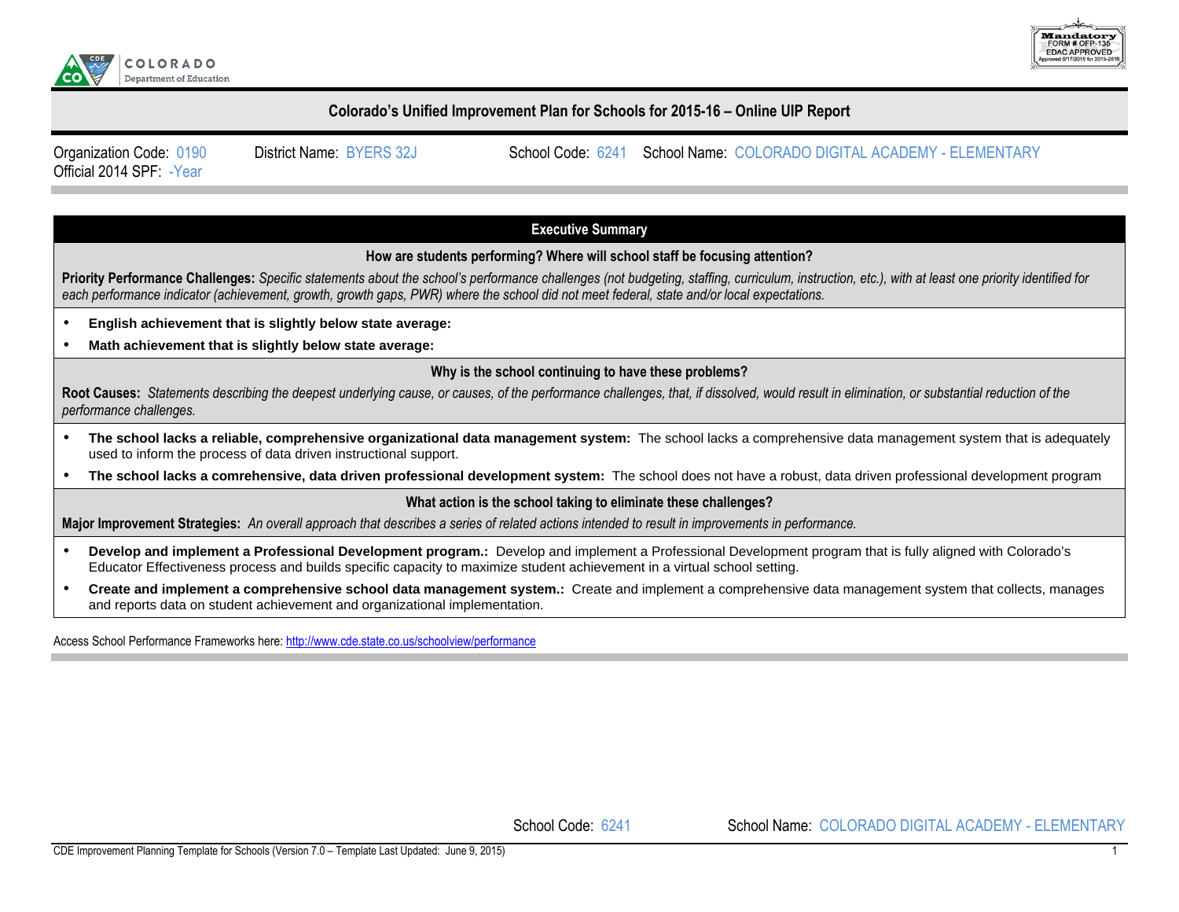Colorado Department of Education

Mandatory FORM # OFP-135 EDAC APPROVED Approved 6/17/2015 for 2015-2016

## Colorado's Unified Improvement Plan for Schools for 2015-16 – Online UIP Report

Organization Code: 0190 District Name: BYERS 32J School Code: 6241 School Name: COLORADO DIGITAL ACADEMY - ELEMENTARY
Official 2014 SPF: -Year

## Executive Summary

### How are students performing? Where will school staff be focusing attention?

**Priority Performance Challenges:** *Specific statements about the school's performance challenges (not budgeting, staffing, curriculum, instruction, etc.), with at least one priority identified for each performance indicator (achievement, growth, growth gaps, PWR) where the school did not meet federal, state and/or local expectations.*

- **English achievement that is slightly below state average:**
- **Math achievement that is slightly below state average:**

### Why is the school continuing to have these problems?

**Root Causes:** *Statements describing the deepest underlying cause, or causes, of the performance challenges, that, if dissolved, would result in elimination, or substantial reduction of the performance challenges.*

- **The school lacks a reliable, comprehensive organizational data management system:** The school lacks a comprehensive data management system that is adequately used to inform the process of data driven instructional support.
- **The school lacks a comrehensive, data driven professional development system:** The school does not have a robust, data driven professional development program

### What action is the school taking to eliminate these challenges?

**Major Improvement Strategies:** *An overall approach that describes a series of related actions intended to result in improvements in performance.*

- **Develop and implement a Professional Development program.:** Develop and implement a Professional Development program that is fully aligned with Colorado's Educator Effectiveness process and builds specific capacity to maximize student achievement in a virtual school setting.
- **Create and implement a comprehensive school data management system.:** Create and implement a comprehensive data management system that collects, manages and reports data on student achievement and organizational implementation.

Access School Performance Frameworks here: http://www.cde.state.co.us/schoolview/performance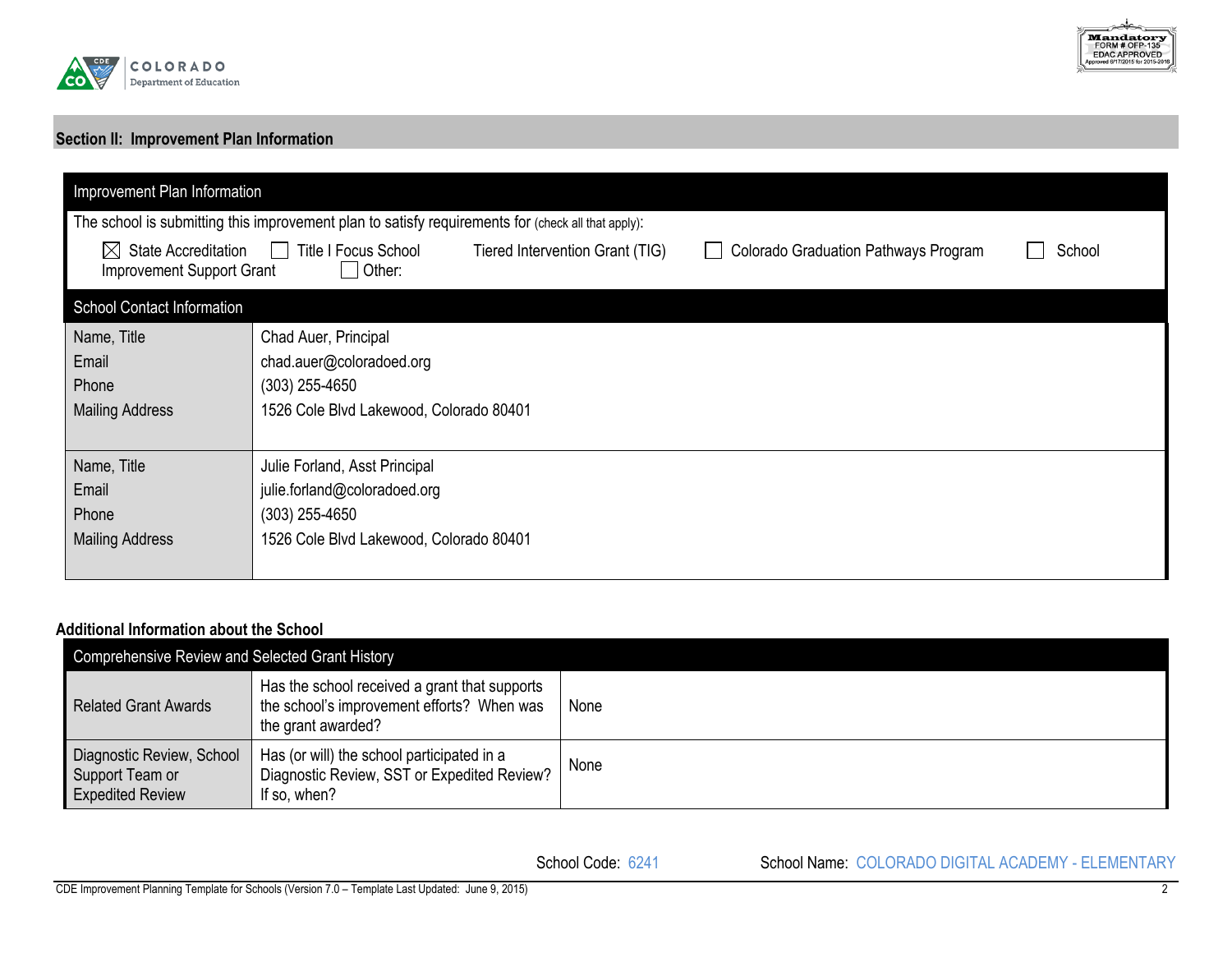## Section II: Improvement Plan Information

| Improvement Plan Information | |
|---|---|
| The school is submitting this improvement plan to satisfy requirements for (check all that apply): | |
| ☒ State Accreditation ☐ Title I Focus School Tiered Intervention Grant (TIG) ☐ Colorado Graduation Pathways Program ☐ School Improvement Support Grant ☐ Other: | |
| **School Contact Information** | |
| Name, Title<br>Email<br>Phone<br>Mailing Address | Chad Auer, Principal<br>chad.auer@coloradoed.org<br>(303) 255-4650<br>1526 Cole Blvd Lakewood, Colorado 80401 |
| Name, Title<br>Email<br>Phone<br>Mailing Address | Julie Forland, Asst Principal<br>julie.forland@coloradoed.org<br>(303) 255-4650<br>1526 Cole Blvd Lakewood, Colorado 80401 |

### Additional Information about the School

| Comprehensive Review and Selected Grant History | | |
|---|---|---|
| Related Grant Awards | Has the school received a grant that supports the school's improvement efforts? When was the grant awarded? | None |
| Diagnostic Review, School Support Team or Expedited Review | Has (or will) the school participated in a Diagnostic Review, SST or Expedited Review? If so, when? | None |

School Code: 6241 School Name: COLORADO DIGITAL ACADEMY - ELEMENTARY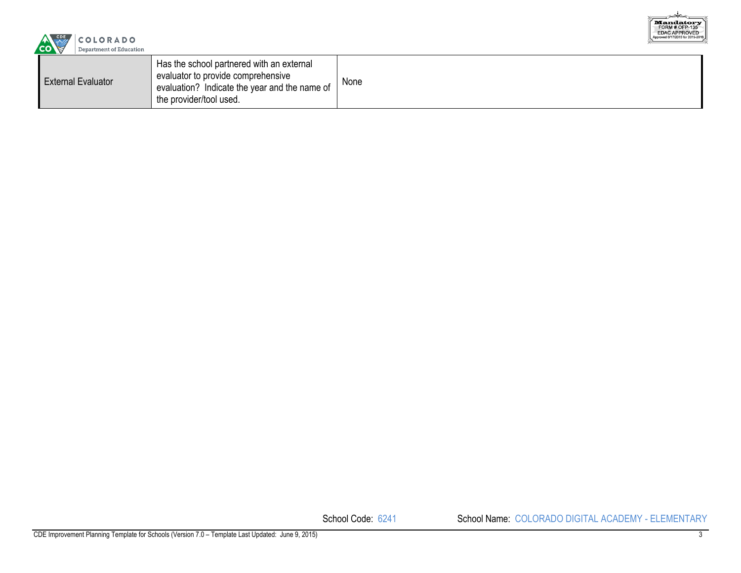| External Evaluator | Has the school partnered with an external evaluator to provide comprehensive evaluation? Indicate the year and the name of the provider/tool used. | None |
|---|---|---|

School Code: 6241 School Name: COLORADO DIGITAL ACADEMY - ELEMENTARY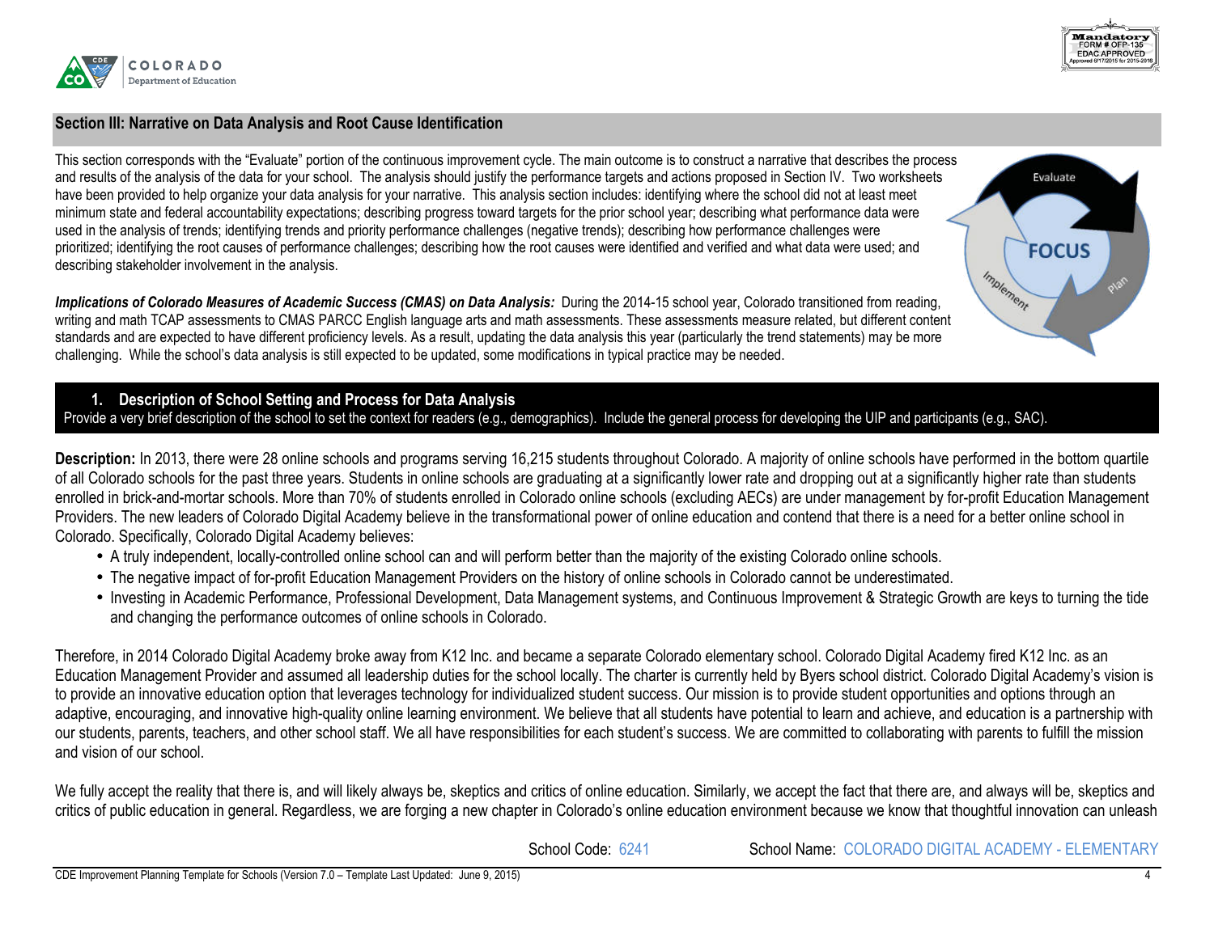## Section III: Narrative on Data Analysis and Root Cause Identification

This section corresponds with the "Evaluate" portion of the continuous improvement cycle. The main outcome is to construct a narrative that describes the process and results of the analysis of the data for your school. The analysis should justify the performance targets and actions proposed in Section IV. Two worksheets have been provided to help organize your data analysis for your narrative. This analysis section includes: identifying where the school did not at least meet minimum state and federal accountability expectations; describing progress toward targets for the prior school year; describing what performance data were used in the analysis of trends; identifying trends and priority performance challenges (negative trends); describing how performance challenges were prioritized; identifying the root causes of performance challenges; describing how the root causes were identified and verified and what data were used; and describing stakeholder involvement in the analysis.

***Implications of Colorado Measures of Academic Success (CMAS) on Data Analysis:*** During the 2014-15 school year, Colorado transitioned from reading, writing and math TCAP assessments to CMAS PARCC English language arts and math assessments. These assessments measure related, but different content standards and are expected to have different proficiency levels. As a result, updating the data analysis this year (particularly the trend statements) may be more challenging. While the school's data analysis is still expected to be updated, some modifications in typical practice may be needed.

### 1. Description of School Setting and Process for Data Analysis

Provide a very brief description of the school to set the context for readers (e.g., demographics). Include the general process for developing the UIP and participants (e.g., SAC).

**Description:** In 2013, there were 28 online schools and programs serving 16,215 students throughout Colorado. A majority of online schools have performed in the bottom quartile of all Colorado schools for the past three years. Students in online schools are graduating at a significantly lower rate and dropping out at a significantly higher rate than students enrolled in brick-and-mortar schools. More than 70% of students enrolled in Colorado online schools (excluding AECs) are under management by for-profit Education Management Providers. The new leaders of Colorado Digital Academy believe in the transformational power of online education and contend that there is a need for a better online school in Colorado. Specifically, Colorado Digital Academy believes:

- A truly independent, locally-controlled online school can and will perform better than the majority of the existing Colorado online schools.
- The negative impact of for-profit Education Management Providers on the history of online schools in Colorado cannot be underestimated.
- Investing in Academic Performance, Professional Development, Data Management systems, and Continuous Improvement & Strategic Growth are keys to turning the tide and changing the performance outcomes of online schools in Colorado.

Therefore, in 2014 Colorado Digital Academy broke away from K12 Inc. and became a separate Colorado elementary school. Colorado Digital Academy fired K12 Inc. as an Education Management Provider and assumed all leadership duties for the school locally. The charter is currently held by Byers school district. Colorado Digital Academy's vision is to provide an innovative education option that leverages technology for individualized student success. Our mission is to provide student opportunities and options through an adaptive, encouraging, and innovative high-quality online learning environment. We believe that all students have potential to learn and achieve, and education is a partnership with our students, parents, teachers, and other school staff. We all have responsibilities for each student's success. We are committed to collaborating with parents to fulfill the mission and vision of our school.

We fully accept the reality that there is, and will likely always be, skeptics and critics of online education. Similarly, we accept the fact that there are, and always will be, skeptics and critics of public education in general. Regardless, we are forging a new chapter in Colorado's online education environment because we know that thoughtful innovation can unleash

School Code: 6241 School Name: COLORADO DIGITAL ACADEMY - ELEMENTARY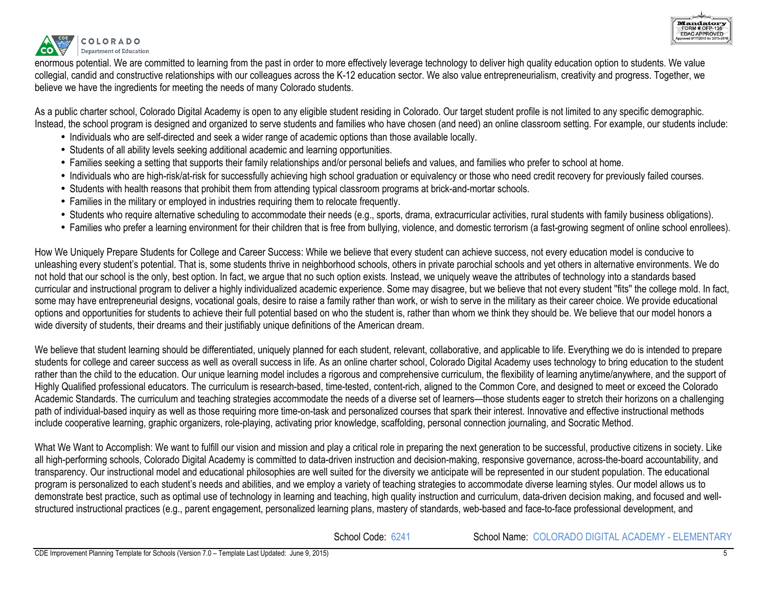enormous potential. We are committed to learning from the past in order to more effectively leverage technology to deliver high quality education option to students. We value collegial, candid and constructive relationships with our colleagues across the K-12 education sector. We also value entrepreneurialism, creativity and progress. Together, we believe we have the ingredients for meeting the needs of many Colorado students.

As a public charter school, Colorado Digital Academy is open to any eligible student residing in Colorado. Our target student profile is not limited to any specific demographic. Instead, the school program is designed and organized to serve students and families who have chosen (and need) an online classroom setting. For example, our students include:

- Individuals who are self-directed and seek a wider range of academic options than those available locally.
- Students of all ability levels seeking additional academic and learning opportunities.
- Families seeking a setting that supports their family relationships and/or personal beliefs and values, and families who prefer to school at home.
- Individuals who are high-risk/at-risk for successfully achieving high school graduation or equivalency or those who need credit recovery for previously failed courses.
- Students with health reasons that prohibit them from attending typical classroom programs at brick-and-mortar schools.
- Families in the military or employed in industries requiring them to relocate frequently.
- Students who require alternative scheduling to accommodate their needs (e.g., sports, drama, extracurricular activities, rural students with family business obligations).
- Families who prefer a learning environment for their children that is free from bullying, violence, and domestic terrorism (a fast-growing segment of online school enrollees).

How We Uniquely Prepare Students for College and Career Success: While we believe that every student can achieve success, not every education model is conducive to unleashing every student's potential. That is, some students thrive in neighborhood schools, others in private parochial schools and yet others in alternative environments. We do not hold that our school is the only, best option. In fact, we argue that no such option exists. Instead, we uniquely weave the attributes of technology into a standards based curricular and instructional program to deliver a highly individualized academic experience. Some may disagree, but we believe that not every student "fits" the college mold. In fact, some may have entrepreneurial designs, vocational goals, desire to raise a family rather than work, or wish to serve in the military as their career choice. We provide educational options and opportunities for students to achieve their full potential based on who the student is, rather than whom we think they should be. We believe that our model honors a wide diversity of students, their dreams and their justifiably unique definitions of the American dream.

We believe that student learning should be differentiated, uniquely planned for each student, relevant, collaborative, and applicable to life. Everything we do is intended to prepare students for college and career success as well as overall success in life. As an online charter school, Colorado Digital Academy uses technology to bring education to the student rather than the child to the education. Our unique learning model includes a rigorous and comprehensive curriculum, the flexibility of learning anytime/anywhere, and the support of Highly Qualified professional educators. The curriculum is research-based, time-tested, content-rich, aligned to the Common Core, and designed to meet or exceed the Colorado Academic Standards. The curriculum and teaching strategies accommodate the needs of a diverse set of learners—those students eager to stretch their horizons on a challenging path of individual-based inquiry as well as those requiring more time-on-task and personalized courses that spark their interest. Innovative and effective instructional methods include cooperative learning, graphic organizers, role-playing, activating prior knowledge, scaffolding, personal connection journaling, and Socratic Method.

What We Want to Accomplish: We want to fulfill our vision and mission and play a critical role in preparing the next generation to be successful, productive citizens in society. Like all high-performing schools, Colorado Digital Academy is committed to data-driven instruction and decision-making, responsive governance, across-the-board accountability, and transparency. Our instructional model and educational philosophies are well suited for the diversity we anticipate will be represented in our student population. The educational program is personalized to each student's needs and abilities, and we employ a variety of teaching strategies to accommodate diverse learning styles. Our model allows us to demonstrate best practice, such as optimal use of technology in learning and teaching, high quality instruction and curriculum, data-driven decision making, and focused and well-structured instructional practices (e.g., parent engagement, personalized learning plans, mastery of standards, web-based and face-to-face professional development, and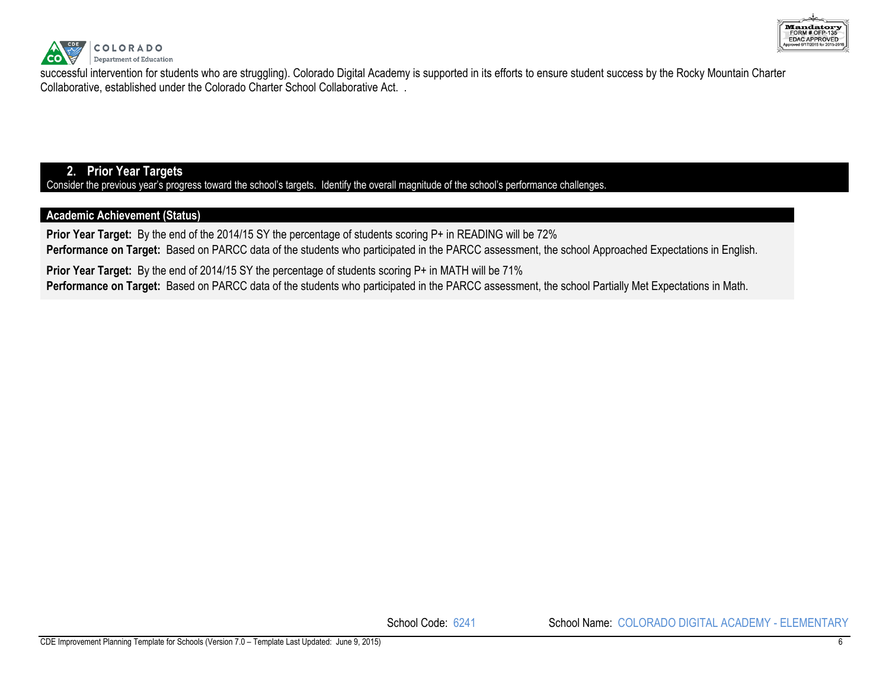successful intervention for students who are struggling). Colorado Digital Academy is supported in its efforts to ensure student success by the Rocky Mountain Charter Collaborative, established under the Colorado Charter School Collaborative Act. .

## 2. Prior Year Targets

Consider the previous year's progress toward the school's targets. Identify the overall magnitude of the school's performance challenges.

### Academic Achievement (Status)

**Prior Year Target:** By the end of the 2014/15 SY the percentage of students scoring P+ in READING will be 72%

**Performance on Target:** Based on PARCC data of the students who participated in the PARCC assessment, the school Approached Expectations in English.

**Prior Year Target:** By the end of 2014/15 SY the percentage of students scoring P+ in MATH will be 71%

**Performance on Target:** Based on PARCC data of the students who participated in the PARCC assessment, the school Partially Met Expectations in Math.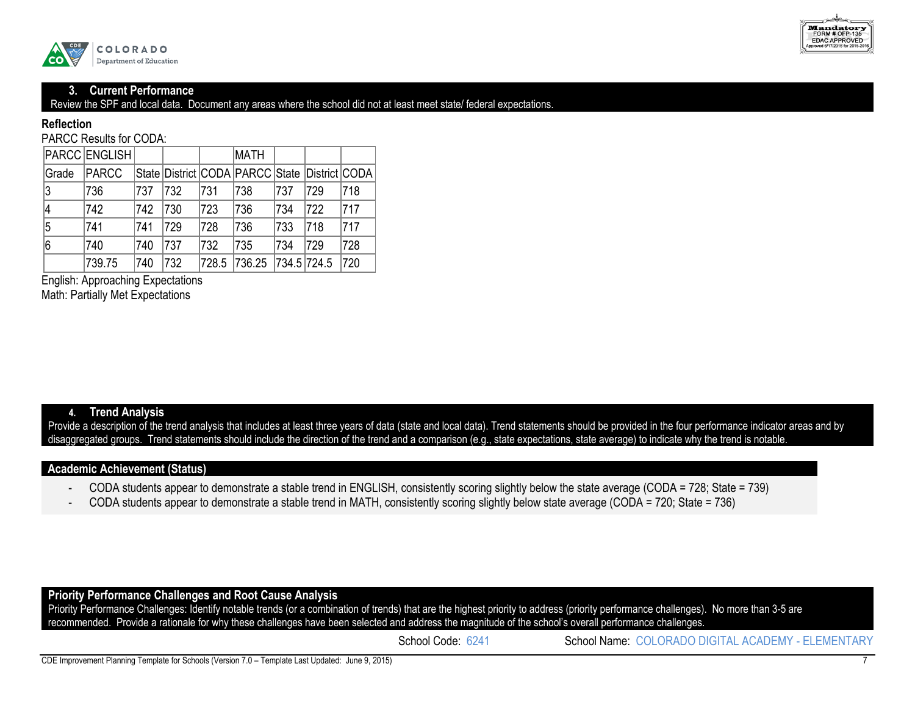## 3. Current Performance

Review the SPF and local data. Document any areas where the school did not at least meet state/ federal expectations.

**Reflection**

PARCC Results for CODA:

| PARCC | ENGLISH | | | | MATH | | | |
|---|---|---|---|---|---|---|---|---|
| Grade | PARCC | State | District | CODA | PARCC | State | District | CODA |
| 3 | 736 | 737 | 732 | 731 | 738 | 737 | 729 | 718 |
| 4 | 742 | 742 | 730 | 723 | 736 | 734 | 722 | 717 |
| 5 | 741 | 741 | 729 | 728 | 736 | 733 | 718 | 717 |
| 6 | 740 | 740 | 737 | 732 | 735 | 734 | 729 | 728 |
| | 739.75 | 740 | 732 | 728.5 | 736.25 | 734.5 | 724.5 | 720 |

English: Approaching Expectations
Math: Partially Met Expectations

## 4. Trend Analysis

Provide a description of the trend analysis that includes at least three years of data (state and local data). Trend statements should be provided in the four performance indicator areas and by disaggregated groups. Trend statements should include the direction of the trend and a comparison (e.g., state expectations, state average) to indicate why the trend is notable.

### Academic Achievement (Status)

- CODA students appear to demonstrate a stable trend in ENGLISH, consistently scoring slightly below the state average (CODA = 728; State = 739)
- CODA students appear to demonstrate a stable trend in MATH, consistently scoring slightly below state average (CODA = 720; State = 736)

### Priority Performance Challenges and Root Cause Analysis

Priority Performance Challenges: Identify notable trends (or a combination of trends) that are the highest priority to address (priority performance challenges). No more than 3-5 are recommended. Provide a rationale for why these challenges have been selected and address the magnitude of the school's overall performance challenges.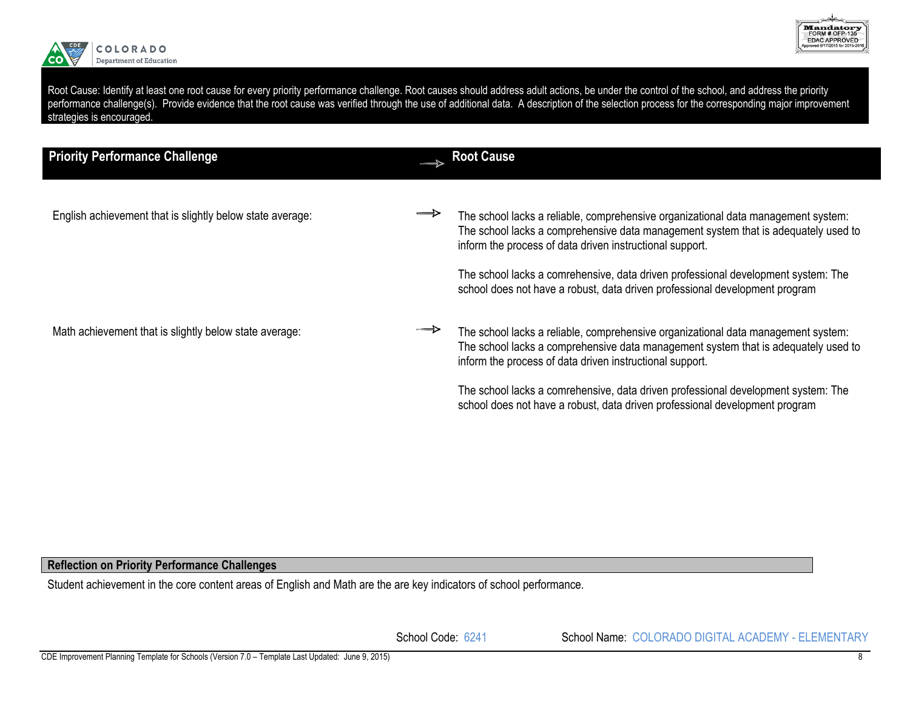Root Cause: Identify at least one root cause for every priority performance challenge. Root causes should address adult actions, be under the control of the school, and address the priority performance challenge(s). Provide evidence that the root cause was verified through the use of additional data. A description of the selection process for the corresponding major improvement strategies is encouraged.

| Priority Performance Challenge | | Root Cause |
|---|---|---|
| English achievement that is slightly below state average: | → | The school lacks a reliable, comprehensive organizational data management system: The school lacks a comprehensive data management system that is adequately used to inform the process of data driven instructional support.<br><br>The school lacks a comrehensive, data driven professional development system: The school does not have a robust, data driven professional development program |
| Math achievement that is slightly below state average: | → | The school lacks a reliable, comprehensive organizational data management system: The school lacks a comprehensive data management system that is adequately used to inform the process of data driven instructional support.<br><br>The school lacks a comrehensive, data driven professional development system: The school does not have a robust, data driven professional development program |

**Reflection on Priority Performance Challenges**

Student achievement in the core content areas of English and Math are the are key indicators of school performance.

School Code: 6241 School Name: COLORADO DIGITAL ACADEMY - ELEMENTARY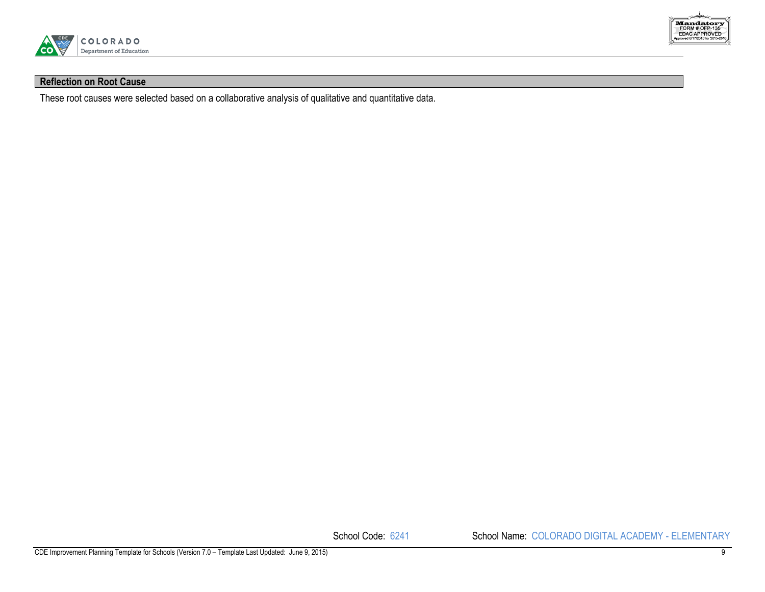## Reflection on Root Cause

These root causes were selected based on a collaborative analysis of qualitative and quantitative data.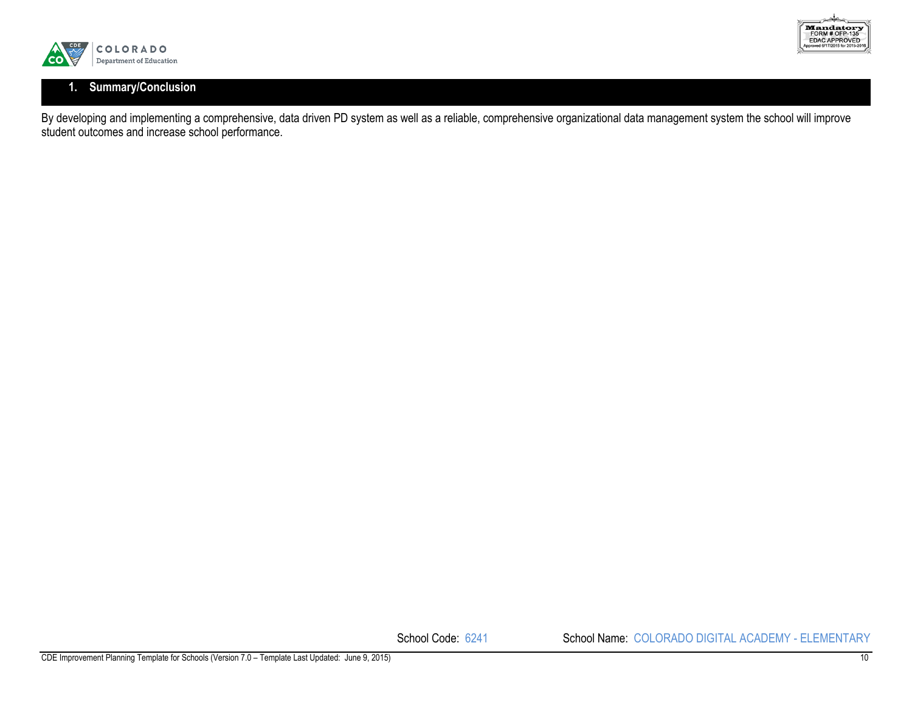## 1. Summary/Conclusion

By developing and implementing a comprehensive, data driven PD system as well as a reliable, comprehensive organizational data management system the school will improve student outcomes and increase school performance.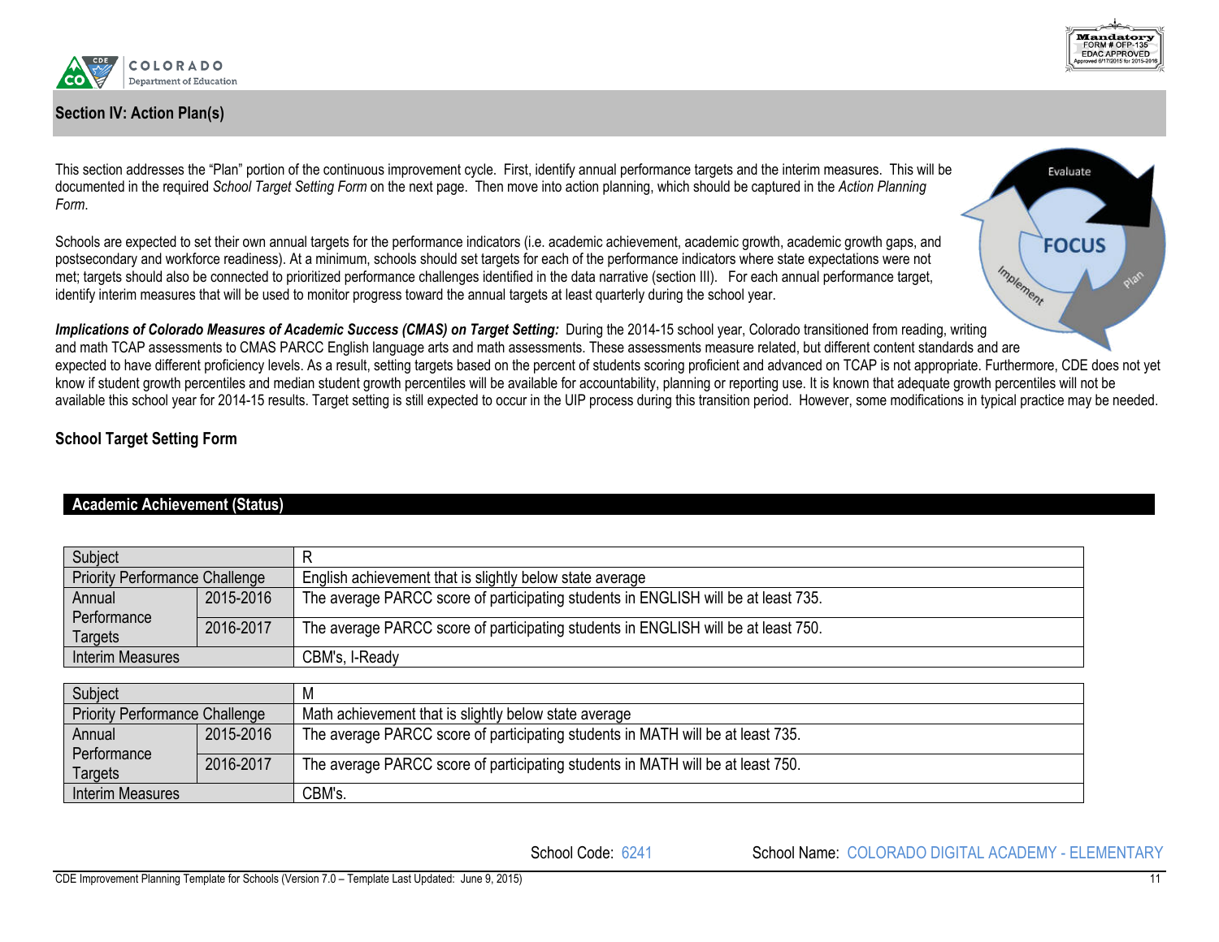## Section IV: Action Plan(s)

This section addresses the "Plan" portion of the continuous improvement cycle. First, identify annual performance targets and the interim measures. This will be documented in the required *School Target Setting Form* on the next page. Then move into action planning, which should be captured in the *Action Planning Form*.

Schools are expected to set their own annual targets for the performance indicators (i.e. academic achievement, academic growth, academic growth gaps, and postsecondary and workforce readiness). At a minimum, schools should set targets for each of the performance indicators where state expectations were not met; targets should also be connected to prioritized performance challenges identified in the data narrative (section III). For each annual performance target, identify interim measures that will be used to monitor progress toward the annual targets at least quarterly during the school year.

***Implications of Colorado Measures of Academic Success (CMAS) on Target Setting:*** During the 2014-15 school year, Colorado transitioned from reading, writing and math TCAP assessments to CMAS PARCC English language arts and math assessments. These assessments measure related, but different content standards and are expected to have different proficiency levels. As a result, setting targets based on the percent of students scoring proficient and advanced on TCAP is not appropriate. Furthermore, CDE does not yet know if student growth percentiles and median student growth percentiles will be available for accountability, planning or reporting use. It is known that adequate growth percentiles will not be available this school year for 2014-15 results. Target setting is still expected to occur in the UIP process during this transition period. However, some modifications in typical practice may be needed.

### School Target Setting Form

#### Academic Achievement (Status)

| Subject | | R |
|---|---|---|
| Priority Performance Challenge | | English achievement that is slightly below state average |
| Annual Performance Targets | 2015-2016 | The average PARCC score of participating students in ENGLISH will be at least 735. |
| | 2016-2017 | The average PARCC score of participating students in ENGLISH will be at least 750. |
| Interim Measures | | CBM's, I-Ready |

| Subject | | M |
|---|---|---|
| Priority Performance Challenge | | Math achievement that is slightly below state average |
| Annual Performance Targets | 2015-2016 | The average PARCC score of participating students in MATH will be at least 735. |
| | 2016-2017 | The average PARCC score of participating students in MATH will be at least 750. |
| Interim Measures | | CBM's. |

School Code: 6241 School Name: COLORADO DIGITAL ACADEMY - ELEMENTARY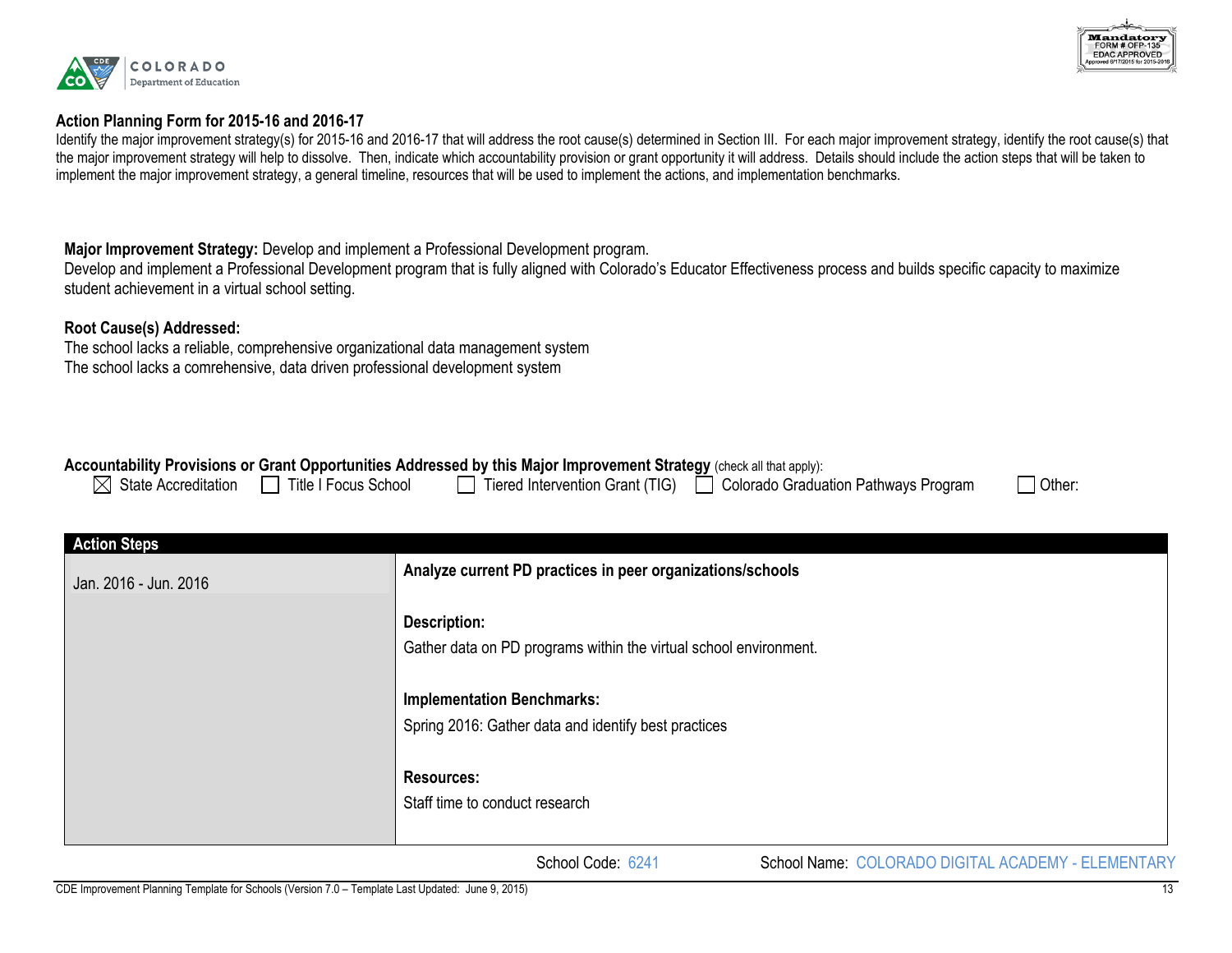## Action Planning Form for 2015-16 and 2016-17

Identify the major improvement strategy(s) for 2015-16 and 2016-17 that will address the root cause(s) determined in Section III. For each major improvement strategy, identify the root cause(s) that the major improvement strategy will help to dissolve. Then, indicate which accountability provision or grant opportunity it will address. Details should include the action steps that will be taken to implement the major improvement strategy, a general timeline, resources that will be used to implement the actions, and implementation benchmarks.

**Major Improvement Strategy:** Develop and implement a Professional Development program.
Develop and implement a Professional Development program that is fully aligned with Colorado's Educator Effectiveness process and builds specific capacity to maximize student achievement in a virtual school setting.

**Root Cause(s) Addressed:**
The school lacks a reliable, comprehensive organizational data management system
The school lacks a comrehensive, data driven professional development system

**Accountability Provisions or Grant Opportunities Addressed by this Major Improvement Strategy** (check all that apply):

☒ State Accreditation ☐ Title I Focus School ☐ Tiered Intervention Grant (TIG) ☐ Colorado Graduation Pathways Program ☐ Other:

| Action Steps | |
|---|---|
| Jan. 2016 - Jun. 2016 | **Analyze current PD practices in peer organizations/schools**<br><br>**Description:**<br>Gather data on PD programs within the virtual school environment.<br><br>**Implementation Benchmarks:**<br>Spring 2016: Gather data and identify best practices<br><br>**Resources:**<br>Staff time to conduct research |

School Code: 6241 School Name: COLORADO DIGITAL ACADEMY - ELEMENTARY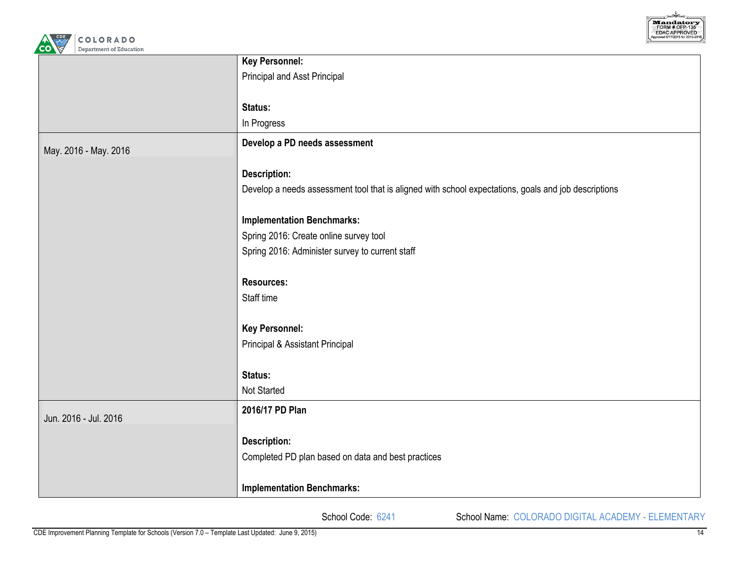| | |
|---|---|
| | **Key Personnel:**<br>Principal and Asst Principal<br><br>**Status:**<br>In Progress |
| May. 2016 - May. 2016 | **Develop a PD needs assessment**<br><br>**Description:**<br>Develop a needs assessment tool that is aligned with school expectations, goals and job descriptions<br><br>**Implementation Benchmarks:**<br>Spring 2016: Create online survey tool<br>Spring 2016: Administer survey to current staff<br><br>**Resources:**<br>Staff time<br><br>**Key Personnel:**<br>Principal & Assistant Principal<br><br>**Status:**<br>Not Started |
| Jun. 2016 - Jul. 2016 | **2016/17 PD Plan**<br><br>**Description:**<br>Completed PD plan based on data and best practices<br><br>**Implementation Benchmarks:** |

School Code: 6241 School Name: COLORADO DIGITAL ACADEMY - ELEMENTARY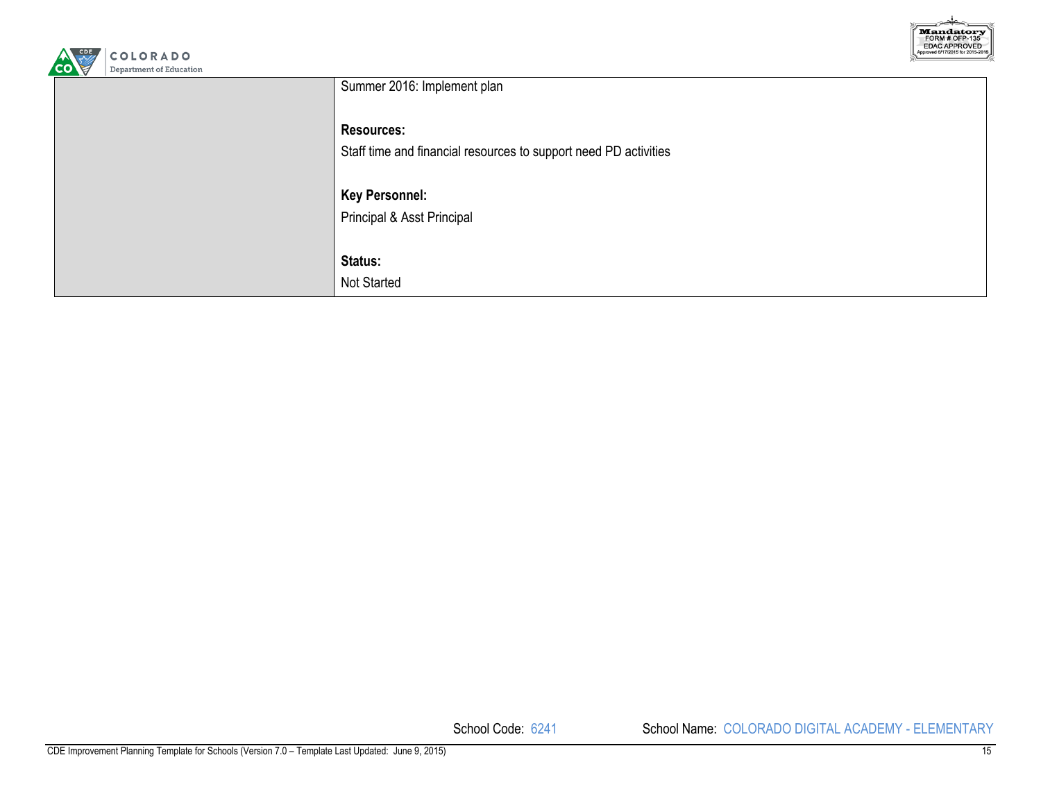| | |
|---|---|
| | Summer 2016: Implement plan<br><br>**Resources:**<br>Staff time and financial resources to support need PD activities<br><br>**Key Personnel:**<br>Principal & Asst Principal<br><br>**Status:**<br>Not Started |

School Code: 6241 School Name: COLORADO DIGITAL ACADEMY - ELEMENTARY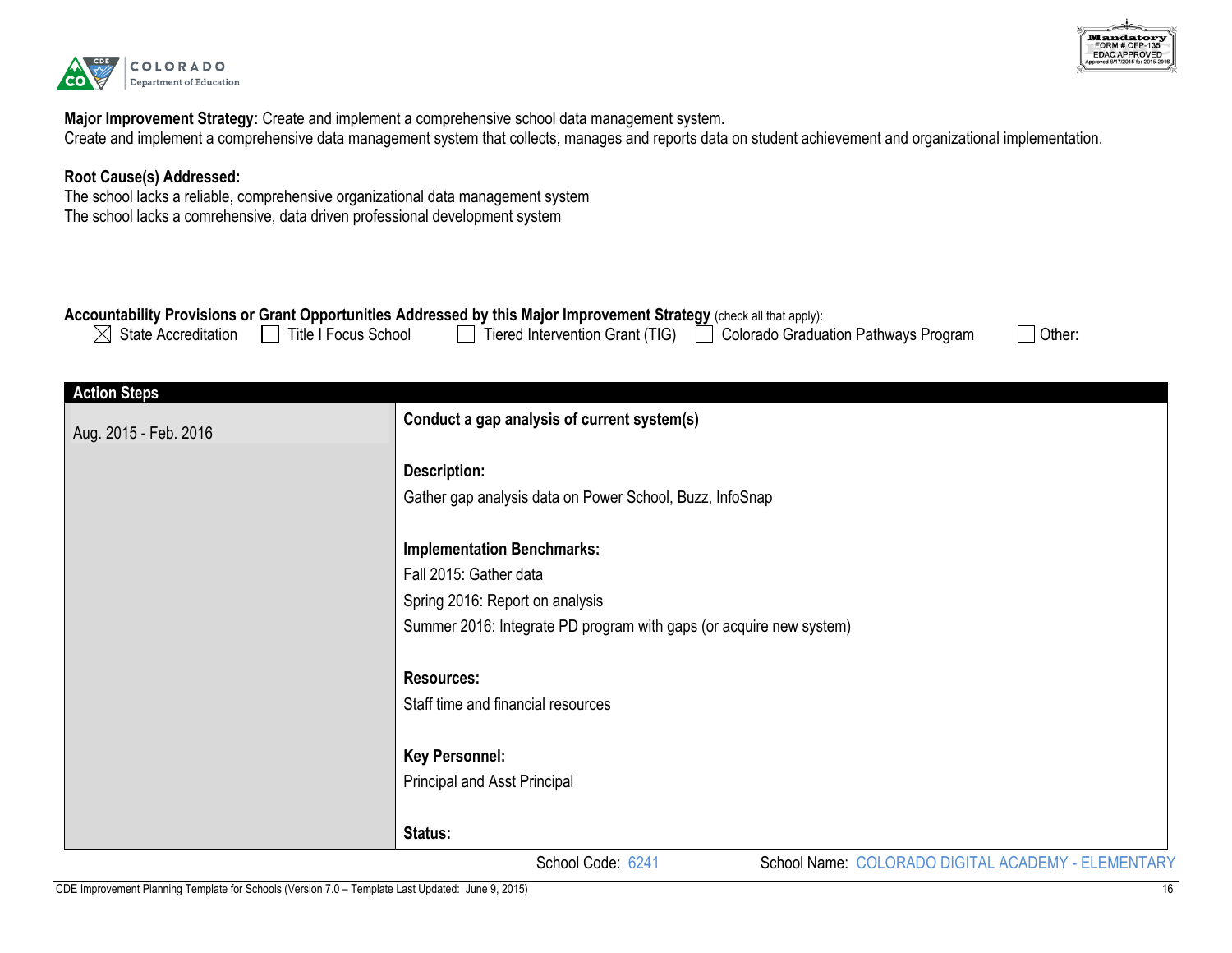**Major Improvement Strategy:** Create and implement a comprehensive school data management system.
Create and implement a comprehensive data management system that collects, manages and reports data on student achievement and organizational implementation.

**Root Cause(s) Addressed:**
The school lacks a reliable, comprehensive organizational data management system
The school lacks a comrehensive, data driven professional development system

**Accountability Provisions or Grant Opportunities Addressed by this Major Improvement Strategy** (check all that apply):
☒ State Accreditation ☐ Title I Focus School ☐ Tiered Intervention Grant (TIG) ☐ Colorado Graduation Pathways Program ☐ Other:

| Action Steps | |
|---|---|
| Aug. 2015 - Feb. 2016 | **Conduct a gap analysis of current system(s)**<br><br>**Description:**<br>Gather gap analysis data on Power School, Buzz, InfoSnap<br><br>**Implementation Benchmarks:**<br>Fall 2015: Gather data<br>Spring 2016: Report on analysis<br>Summer 2016: Integrate PD program with gaps (or acquire new system)<br><br>**Resources:**<br>Staff time and financial resources<br><br>**Key Personnel:**<br>Principal and Asst Principal<br><br>**Status:** |

School Code: 6241 School Name: COLORADO DIGITAL ACADEMY - ELEMENTARY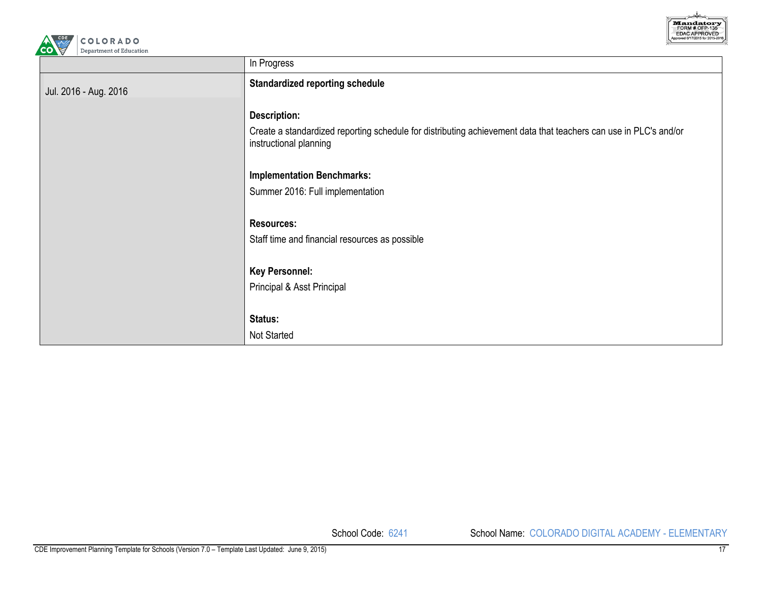| | |
|---|---|
| | In Progress |
| Jul. 2016 - Aug. 2016 | **Standardized reporting schedule**<br><br>**Description:**<br>Create a standardized reporting schedule for distributing achievement data that teachers can use in PLC's and/or instructional planning<br><br>**Implementation Benchmarks:**<br>Summer 2016: Full implementation<br><br>**Resources:**<br>Staff time and financial resources as possible<br><br>**Key Personnel:**<br>Principal & Asst Principal<br><br>**Status:**<br>Not Started |

School Code: 6241 School Name: COLORADO DIGITAL ACADEMY - ELEMENTARY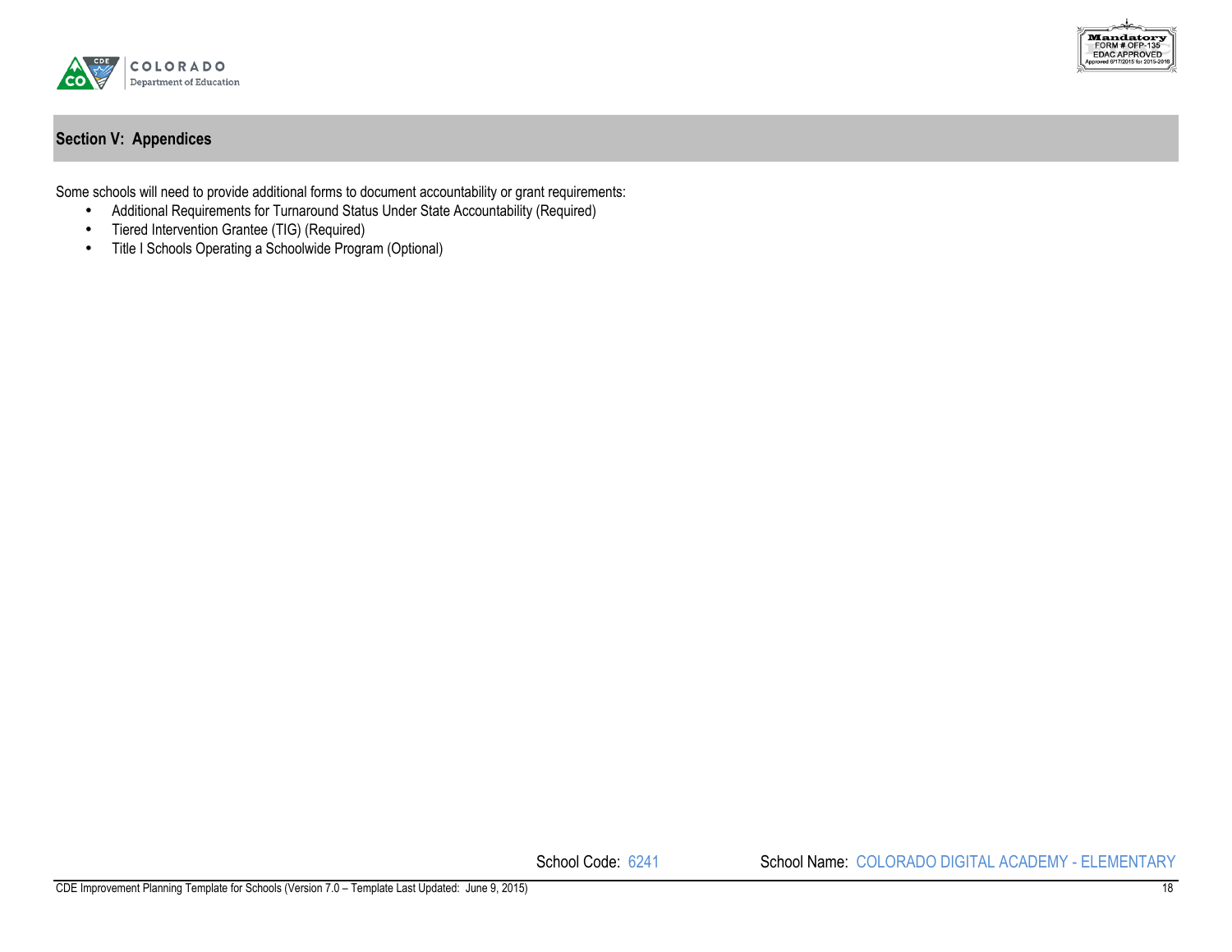## Section V: Appendices

Some schools will need to provide additional forms to document accountability or grant requirements:

- Additional Requirements for Turnaround Status Under State Accountability (Required)
- Tiered Intervention Grantee (TIG) (Required)
- Title I Schools Operating a Schoolwide Program (Optional)